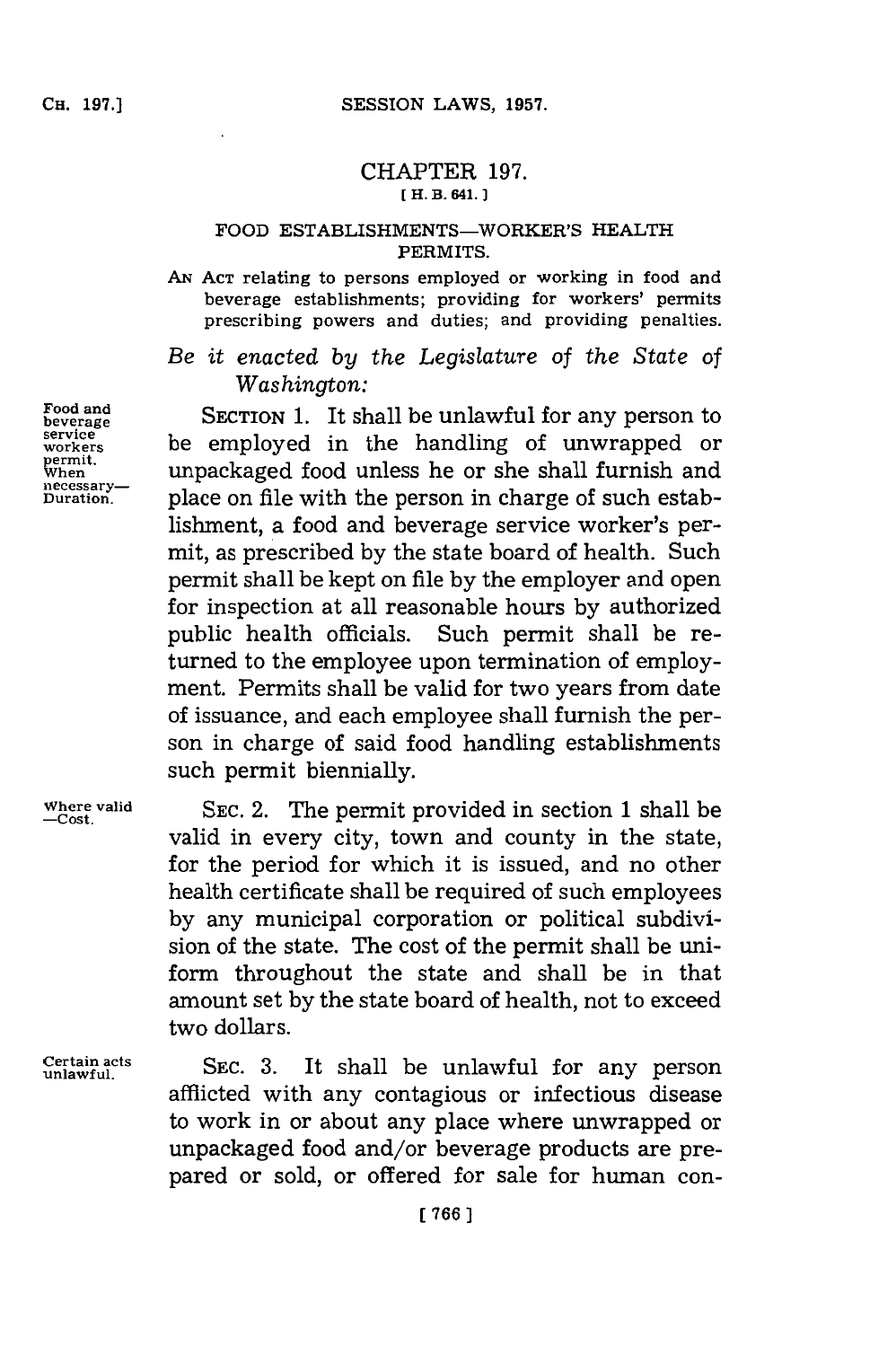# CHAPTER 197.

[ H. B. 641. ]

## FOOD ESTABLISHMENTS—WORKER'S HEALTH PERMITS.

AN ACT relating to persons employed or working in food and beverage establishments; providing for workers' permits prescribing powers and duties; and providing penalties.

*Be it enacted by the Legislature of the State of Washington:*

Food and beverage service workers permit. When necessary—Duration.

SECTION 1. It shall be unlawful for any person to be employed in the handling of unwrapped or unpackaged food unless he or she shall furnish and place on file with the person in charge of such establishment, a food and beverage service worker's permit, as prescribed by the state board of health. Such permit shall be kept on file by the employer and open for inspection at all reasonable hours by authorized public health officials. Such permit shall be returned to the employee upon termination of employment. Permits shall be valid for two years from date of issuance, and each employee shall furnish the person in charge of said food handling establishments such permit biennially.

Where valid —Cost.

SEC. 2. The permit provided in section 1 shall be valid in every city, town and county in the state, for the period for which it is issued, and no other health certificate shall be required of such employees by any municipal corporation or political subdivision of the state. The cost of the permit shall be uniform throughout the state and shall be in that amount set by the state board of health, not to exceed two dollars.

Certain acts unlawful.

SEC. 3. It shall be unlawful for any person afflicted with any contagious or infectious disease to work in or about any place where unwrapped or unpackaged food and/or beverage products are prepared or sold, or offered for sale for human con-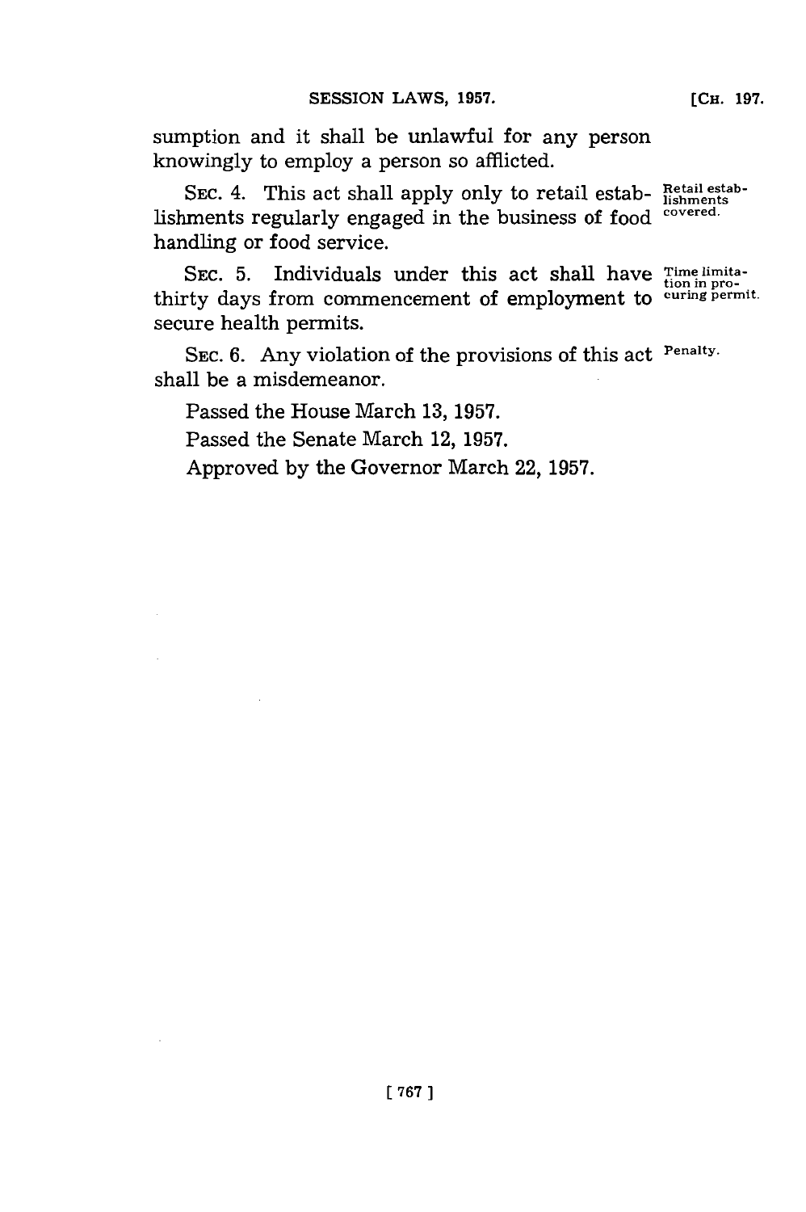sumption and it shall be unlawful for any person knowingly to employ a person so afflicted.

SEC. 4. This act shall apply only to retail establishments regularly engaged in the business of food handling or food service. *Retail establishments covered.*

SEC. 5. Individuals under this act shall have thirty days from commencement of employment to secure health permits. *Time limitation in procuring permit.*

SEC. 6. Any violation of the provisions of this act shall be a misdemeanor. *Penalty.*

Passed the House March 13, 1957.

Passed the Senate March 12, 1957.

Approved by the Governor March 22, 1957.